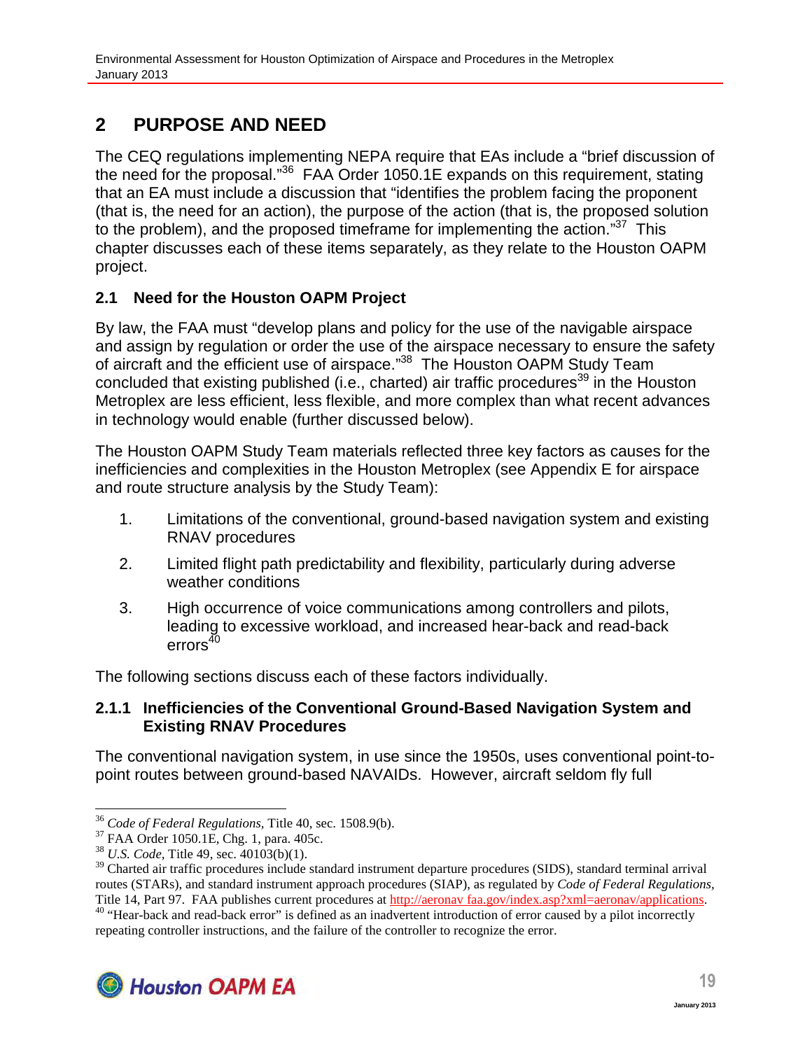# 2 PURPOSE AND NEED

The CEQ regulations implementing NEPA require that EAs include a "brief discussion of the need for the proposal."[36] FAA Order 1050.1E expands on this requirement, stating that an EA must include a discussion that "identifies the problem facing the proponent (that is, the need for an action), the purpose of the action (that is, the proposed solution to the problem), and the proposed timeframe for implementing the action."[37] This chapter discusses each of these items separately, as they relate to the Houston OAPM project.

## 2.1 Need for the Houston OAPM Project

By law, the FAA must "develop plans and policy for the use of the navigable airspace and assign by regulation or order the use of the airspace necessary to ensure the safety of aircraft and the efficient use of airspace."[38] The Houston OAPM Study Team concluded that existing published (i.e., charted) air traffic procedures[39] in the Houston Metroplex are less efficient, less flexible, and more complex than what recent advances in technology would enable (further discussed below).

The Houston OAPM Study Team materials reflected three key factors as causes for the inefficiencies and complexities in the Houston Metroplex (see Appendix E for airspace and route structure analysis by the Study Team):

1. Limitations of the conventional, ground-based navigation system and existing RNAV procedures
2. Limited flight path predictability and flexibility, particularly during adverse weather conditions
3. High occurrence of voice communications among controllers and pilots, leading to excessive workload, and increased hear-back and read-back errors[40]

The following sections discuss each of these factors individually.

### 2.1.1 Inefficiencies of the Conventional Ground-Based Navigation System and Existing RNAV Procedures

The conventional navigation system, in use since the 1950s, uses conventional point-to-point routes between ground-based NAVAIDs. However, aircraft seldom fly full

---

[36] *Code of Federal Regulations,* Title 40, sec. 1508.9(b).

[37] FAA Order 1050.1E, Chg. 1, para. 405c.

[38] *U.S. Code,* Title 49, sec. 40103(b)(1).

[39] Charted air traffic procedures include standard instrument departure procedures (SIDS), standard terminal arrival routes (STARs), and standard instrument approach procedures (SIAP), as regulated by *Code of Federal Regulations*, Title 14, Part 97. FAA publishes current procedures at http://aeronav faa.gov/index.asp?xml=aeronav/applications.

[40] "Hear-back and read-back error" is defined as an inadvertent introduction of error caused by a pilot incorrectly repeating controller instructions, and the failure of the controller to recognize the error.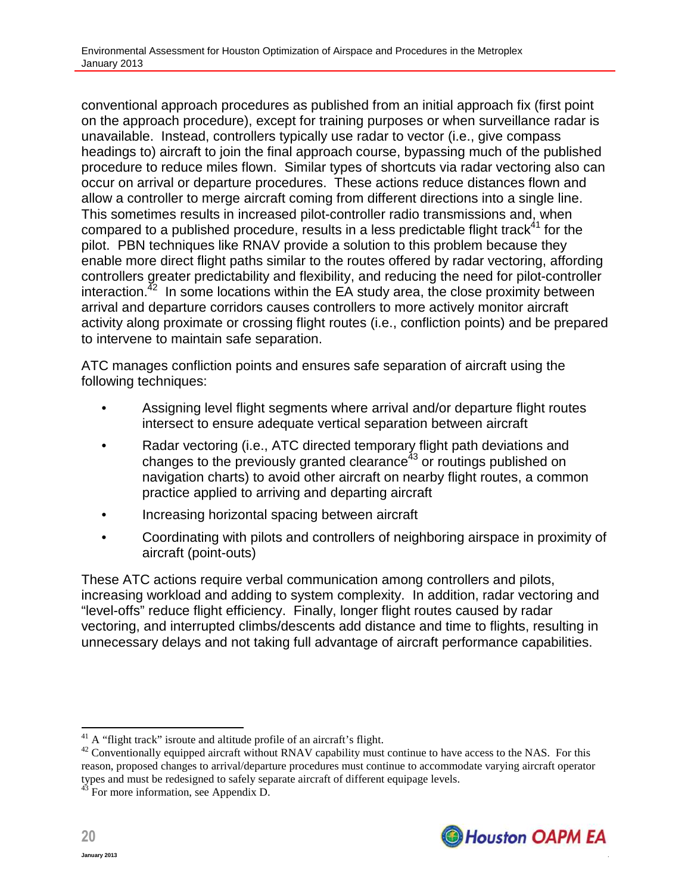conventional approach procedures as published from an initial approach fix (first point on the approach procedure), except for training purposes or when surveillance radar is unavailable. Instead, controllers typically use radar to vector (i.e., give compass headings to) aircraft to join the final approach course, bypassing much of the published procedure to reduce miles flown. Similar types of shortcuts via radar vectoring also can occur on arrival or departure procedures. These actions reduce distances flown and allow a controller to merge aircraft coming from different directions into a single line. This sometimes results in increased pilot-controller radio transmissions and, when compared to a published procedure, results in a less predictable flight track[41] for the pilot. PBN techniques like RNAV provide a solution to this problem because they enable more direct flight paths similar to the routes offered by radar vectoring, affording controllers greater predictability and flexibility, and reducing the need for pilot-controller interaction.[42] In some locations within the EA study area, the close proximity between arrival and departure corridors causes controllers to more actively monitor aircraft activity along proximate or crossing flight routes (i.e., confliction points) and be prepared to intervene to maintain safe separation.

ATC manages confliction points and ensures safe separation of aircraft using the following techniques:

- Assigning level flight segments where arrival and/or departure flight routes intersect to ensure adequate vertical separation between aircraft
- Radar vectoring (i.e., ATC directed temporary flight path deviations and changes to the previously granted clearance[43] or routings published on navigation charts) to avoid other aircraft on nearby flight routes, a common practice applied to arriving and departing aircraft
- Increasing horizontal spacing between aircraft
- Coordinating with pilots and controllers of neighboring airspace in proximity of aircraft (point-outs)

These ATC actions require verbal communication among controllers and pilots, increasing workload and adding to system complexity. In addition, radar vectoring and "level-offs" reduce flight efficiency. Finally, longer flight routes caused by radar vectoring, and interrupted climbs/descents add distance and time to flights, resulting in unnecessary delays and not taking full advantage of aircraft performance capabilities.

---

[41] A "flight track" isroute and altitude profile of an aircraft's flight.

[42] Conventionally equipped aircraft without RNAV capability must continue to have access to the NAS. For this reason, proposed changes to arrival/departure procedures must continue to accommodate varying aircraft operator types and must be redesigned to safely separate aircraft of different equipage levels.

[43] For more information, see Appendix D.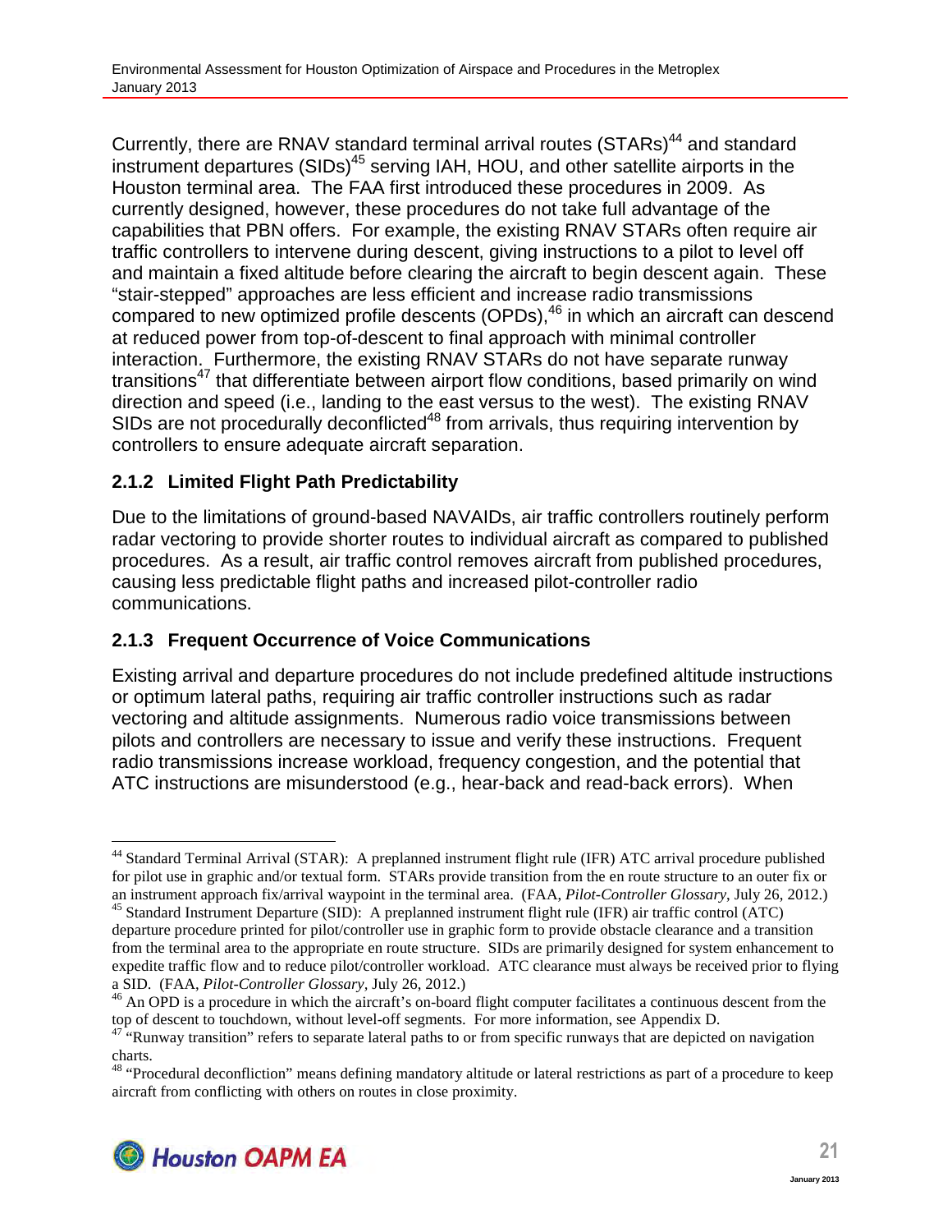Currently, there are RNAV standard terminal arrival routes (STARs)[44] and standard instrument departures (SIDs)[45] serving IAH, HOU, and other satellite airports in the Houston terminal area. The FAA first introduced these procedures in 2009. As currently designed, however, these procedures do not take full advantage of the capabilities that PBN offers. For example, the existing RNAV STARs often require air traffic controllers to intervene during descent, giving instructions to a pilot to level off and maintain a fixed altitude before clearing the aircraft to begin descent again. These "stair-stepped" approaches are less efficient and increase radio transmissions compared to new optimized profile descents (OPDs),[46] in which an aircraft can descend at reduced power from top-of-descent to final approach with minimal controller interaction. Furthermore, the existing RNAV STARs do not have separate runway transitions[47] that differentiate between airport flow conditions, based primarily on wind direction and speed (i.e., landing to the east versus to the west). The existing RNAV SIDs are not procedurally deconflicted[48] from arrivals, thus requiring intervention by controllers to ensure adequate aircraft separation.

### 2.1.2 Limited Flight Path Predictability

Due to the limitations of ground-based NAVAIDs, air traffic controllers routinely perform radar vectoring to provide shorter routes to individual aircraft as compared to published procedures. As a result, air traffic control removes aircraft from published procedures, causing less predictable flight paths and increased pilot-controller radio communications.

### 2.1.3 Frequent Occurrence of Voice Communications

Existing arrival and departure procedures do not include predefined altitude instructions or optimum lateral paths, requiring air traffic controller instructions such as radar vectoring and altitude assignments. Numerous radio voice transmissions between pilots and controllers are necessary to issue and verify these instructions. Frequent radio transmissions increase workload, frequency congestion, and the potential that ATC instructions are misunderstood (e.g., hear-back and read-back errors). When

---

[44] Standard Terminal Arrival (STAR): A preplanned instrument flight rule (IFR) ATC arrival procedure published for pilot use in graphic and/or textual form. STARs provide transition from the en route structure to an outer fix or an instrument approach fix/arrival waypoint in the terminal area. (FAA, *Pilot-Controller Glossary*, July 26, 2012.)

[45] Standard Instrument Departure (SID): A preplanned instrument flight rule (IFR) air traffic control (ATC) departure procedure printed for pilot/controller use in graphic form to provide obstacle clearance and a transition from the terminal area to the appropriate en route structure. SIDs are primarily designed for system enhancement to expedite traffic flow and to reduce pilot/controller workload. ATC clearance must always be received prior to flying a SID. (FAA, *Pilot-Controller Glossary*, July 26, 2012.)

[46] An OPD is a procedure in which the aircraft's on-board flight computer facilitates a continuous descent from the top of descent to touchdown, without level-off segments. For more information, see Appendix D.

[47] "Runway transition" refers to separate lateral paths to or from specific runways that are depicted on navigation charts.

[48] "Procedural deconfliction" means defining mandatory altitude or lateral restrictions as part of a procedure to keep aircraft from conflicting with others on routes in close proximity.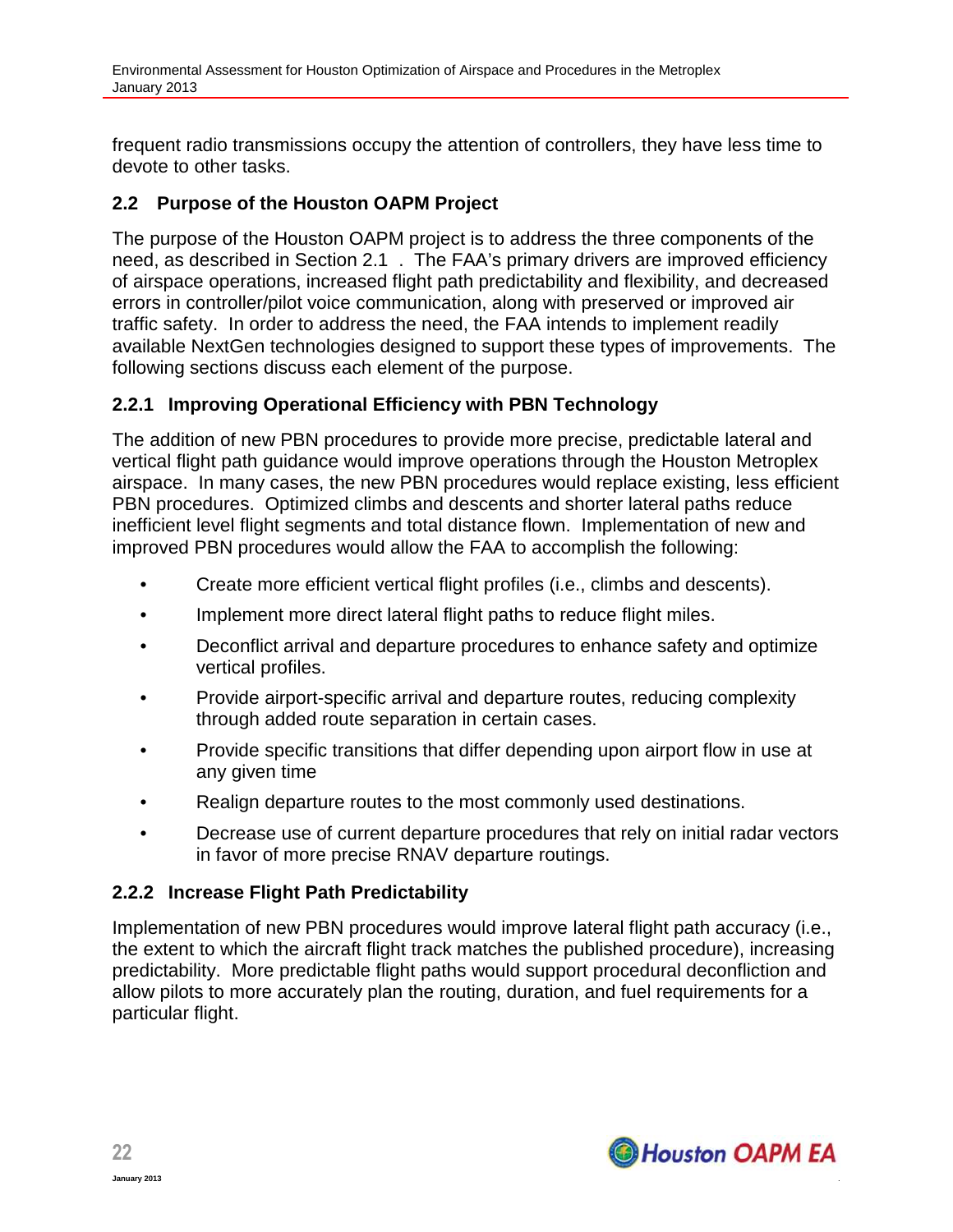frequent radio transmissions occupy the attention of controllers, they have less time to devote to other tasks.

## 2.2 Purpose of the Houston OAPM Project

The purpose of the Houston OAPM project is to address the three components of the need, as described in Section 2.1 . The FAA's primary drivers are improved efficiency of airspace operations, increased flight path predictability and flexibility, and decreased errors in controller/pilot voice communication, along with preserved or improved air traffic safety. In order to address the need, the FAA intends to implement readily available NextGen technologies designed to support these types of improvements. The following sections discuss each element of the purpose.

### 2.2.1 Improving Operational Efficiency with PBN Technology

The addition of new PBN procedures to provide more precise, predictable lateral and vertical flight path guidance would improve operations through the Houston Metroplex airspace. In many cases, the new PBN procedures would replace existing, less efficient PBN procedures. Optimized climbs and descents and shorter lateral paths reduce inefficient level flight segments and total distance flown. Implementation of new and improved PBN procedures would allow the FAA to accomplish the following:

- Create more efficient vertical flight profiles (i.e., climbs and descents).
- Implement more direct lateral flight paths to reduce flight miles.
- Deconflict arrival and departure procedures to enhance safety and optimize vertical profiles.
- Provide airport-specific arrival and departure routes, reducing complexity through added route separation in certain cases.
- Provide specific transitions that differ depending upon airport flow in use at any given time
- Realign departure routes to the most commonly used destinations.
- Decrease use of current departure procedures that rely on initial radar vectors in favor of more precise RNAV departure routings.

### 2.2.2 Increase Flight Path Predictability

Implementation of new PBN procedures would improve lateral flight path accuracy (i.e., the extent to which the aircraft flight track matches the published procedure), increasing predictability. More predictable flight paths would support procedural deconfliction and allow pilots to more accurately plan the routing, duration, and fuel requirements for a particular flight.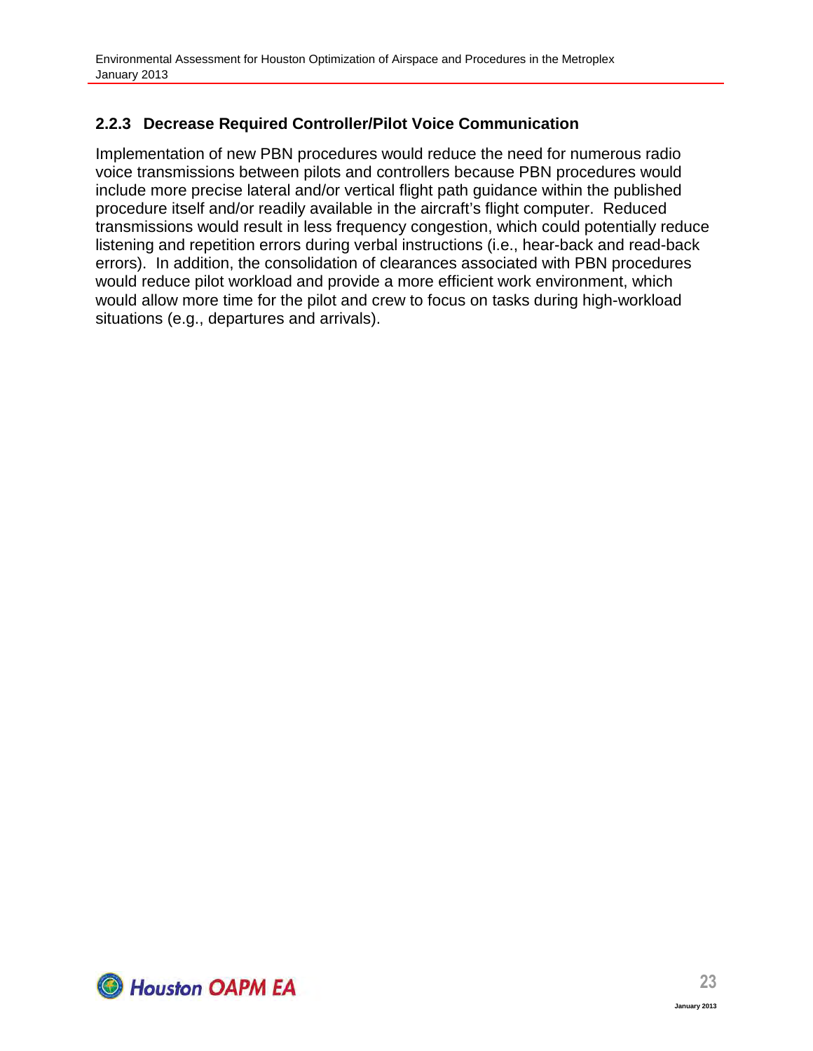### 2.2.3 Decrease Required Controller/Pilot Voice Communication

Implementation of new PBN procedures would reduce the need for numerous radio voice transmissions between pilots and controllers because PBN procedures would include more precise lateral and/or vertical flight path guidance within the published procedure itself and/or readily available in the aircraft's flight computer. Reduced transmissions would result in less frequency congestion, which could potentially reduce listening and repetition errors during verbal instructions (i.e., hear-back and read-back errors). In addition, the consolidation of clearances associated with PBN procedures would reduce pilot workload and provide a more efficient work environment, which would allow more time for the pilot and crew to focus on tasks during high-workload situations (e.g., departures and arrivals).